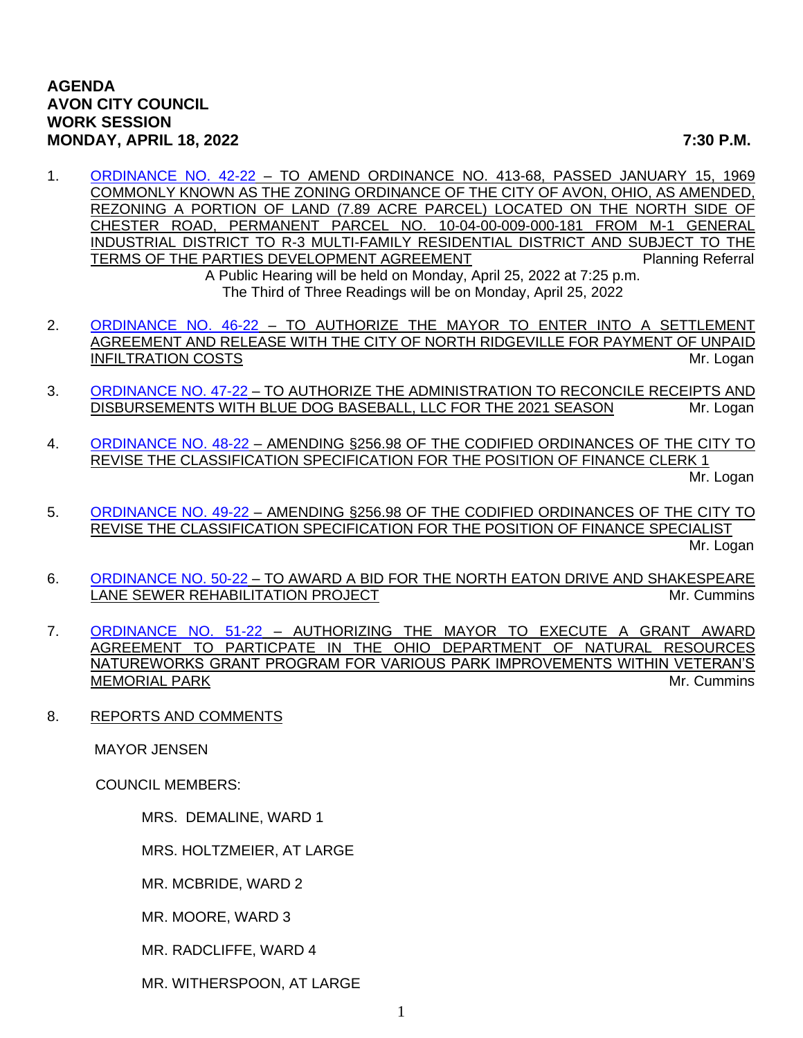**AGENDA**
**AVON CITY COUNCIL**
**WORK SESSION**
**MONDAY, APRIL 18, 2022 7:30 P.M.**

1. ORDINANCE NO. 42-22 – TO AMEND ORDINANCE NO. 413-68, PASSED JANUARY 15, 1969 COMMONLY KNOWN AS THE ZONING ORDINANCE OF THE CITY OF AVON, OHIO, AS AMENDED, REZONING A PORTION OF LAND (7.89 ACRE PARCEL) LOCATED ON THE NORTH SIDE OF CHESTER ROAD, PERMANENT PARCEL NO. 10-04-00-009-000-181 FROM M-1 GENERAL INDUSTRIAL DISTRICT TO R-3 MULTI-FAMILY RESIDENTIAL DISTRICT AND SUBJECT TO THE TERMS OF THE PARTIES DEVELOPMENT AGREEMENT — Planning Referral

   A Public Hearing will be held on Monday, April 25, 2022 at 7:25 p.m.
   The Third of Three Readings will be on Monday, April 25, 2022

2. ORDINANCE NO. 46-22 – TO AUTHORIZE THE MAYOR TO ENTER INTO A SETTLEMENT AGREEMENT AND RELEASE WITH THE CITY OF NORTH RIDGEVILLE FOR PAYMENT OF UNPAID INFILTRATION COSTS — Mr. Logan

3. ORDINANCE NO. 47-22 – TO AUTHORIZE THE ADMINISTRATION TO RECONCILE RECEIPTS AND DISBURSEMENTS WITH BLUE DOG BASEBALL, LLC FOR THE 2021 SEASON — Mr. Logan

4. ORDINANCE NO. 48-22 – AMENDING §256.98 OF THE CODIFIED ORDINANCES OF THE CITY TO REVISE THE CLASSIFICATION SPECIFICATION FOR THE POSITION OF FINANCE CLERK 1 — Mr. Logan

5. ORDINANCE NO. 49-22 – AMENDING §256.98 OF THE CODIFIED ORDINANCES OF THE CITY TO REVISE THE CLASSIFICATION SPECIFICATION FOR THE POSITION OF FINANCE SPECIALIST — Mr. Logan

6. ORDINANCE NO. 50-22 – TO AWARD A BID FOR THE NORTH EATON DRIVE AND SHAKESPEARE LANE SEWER REHABILITATION PROJECT — Mr. Cummins

7. ORDINANCE NO. 51-22 – AUTHORIZING THE MAYOR TO EXECUTE A GRANT AWARD AGREEMENT TO PARTICPATE IN THE OHIO DEPARTMENT OF NATURAL RESOURCES NATUREWORKS GRANT PROGRAM FOR VARIOUS PARK IMPROVEMENTS WITHIN VETERAN'S MEMORIAL PARK — Mr. Cummins

8. REPORTS AND COMMENTS

   MAYOR JENSEN

   COUNCIL MEMBERS:

   - MRS. DEMALINE, WARD 1
   - MRS. HOLTZMEIER, AT LARGE
   - MR. MCBRIDE, WARD 2
   - MR. MOORE, WARD 3
   - MR. RADCLIFFE, WARD 4
   - MR. WITHERSPOON, AT LARGE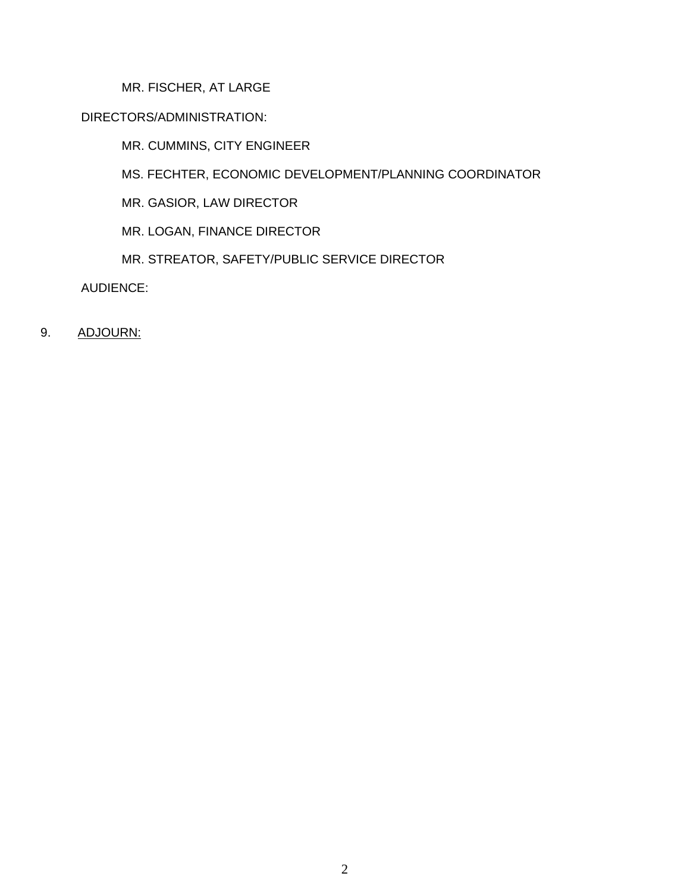MR. FISCHER, AT LARGE

DIRECTORS/ADMINISTRATION:

MR. CUMMINS, CITY ENGINEER

MS. FECHTER, ECONOMIC DEVELOPMENT/PLANNING COORDINATOR

MR. GASIOR, LAW DIRECTOR

MR. LOGAN, FINANCE DIRECTOR

MR. STREATOR, SAFETY/PUBLIC SERVICE DIRECTOR

AUDIENCE:

9. ADJOURN: